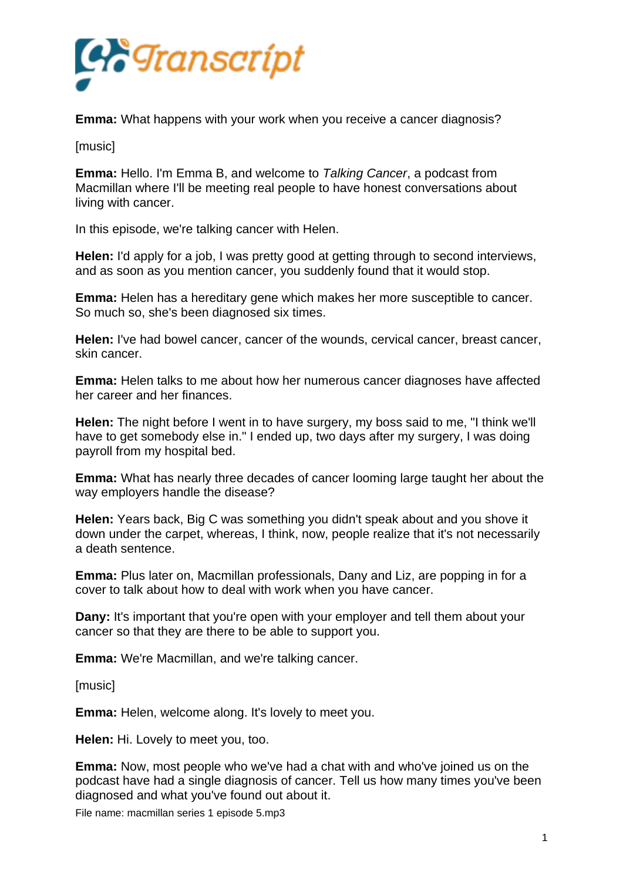**Emma:** What happens with your work when you receive a cancer diagnosis?

[music]

**Emma:** Hello. I'm Emma B, and welcome to *Talking Cancer*, a podcast from Macmillan where I'll be meeting real people to have honest conversations about living with cancer.

In this episode, we're talking cancer with Helen.

**Helen:** I'd apply for a job, I was pretty good at getting through to second interviews, and as soon as you mention cancer, you suddenly found that it would stop.

**Emma:** Helen has a hereditary gene which makes her more susceptible to cancer. So much so, she's been diagnosed six times.

**Helen:** I've had bowel cancer, cancer of the wounds, cervical cancer, breast cancer, skin cancer.

**Emma:** Helen talks to me about how her numerous cancer diagnoses have affected her career and her finances.

**Helen:** The night before I went in to have surgery, my boss said to me, "I think we'll have to get somebody else in." I ended up, two days after my surgery, I was doing payroll from my hospital bed.

**Emma:** What has nearly three decades of cancer looming large taught her about the way employers handle the disease?

**Helen:** Years back, Big C was something you didn't speak about and you shove it down under the carpet, whereas, I think, now, people realize that it's not necessarily a death sentence.

**Emma:** Plus later on, Macmillan professionals, Dany and Liz, are popping in for a cover to talk about how to deal with work when you have cancer.

**Dany:** It's important that you're open with your employer and tell them about your cancer so that they are there to be able to support you.

**Emma:** We're Macmillan, and we're talking cancer.

[music]

**Emma:** Helen, welcome along. It's lovely to meet you.

**Helen:** Hi. Lovely to meet you, too.

**Emma:** Now, most people who we've had a chat with and who've joined us on the podcast have had a single diagnosis of cancer. Tell us how many times you've been diagnosed and what you've found out about it.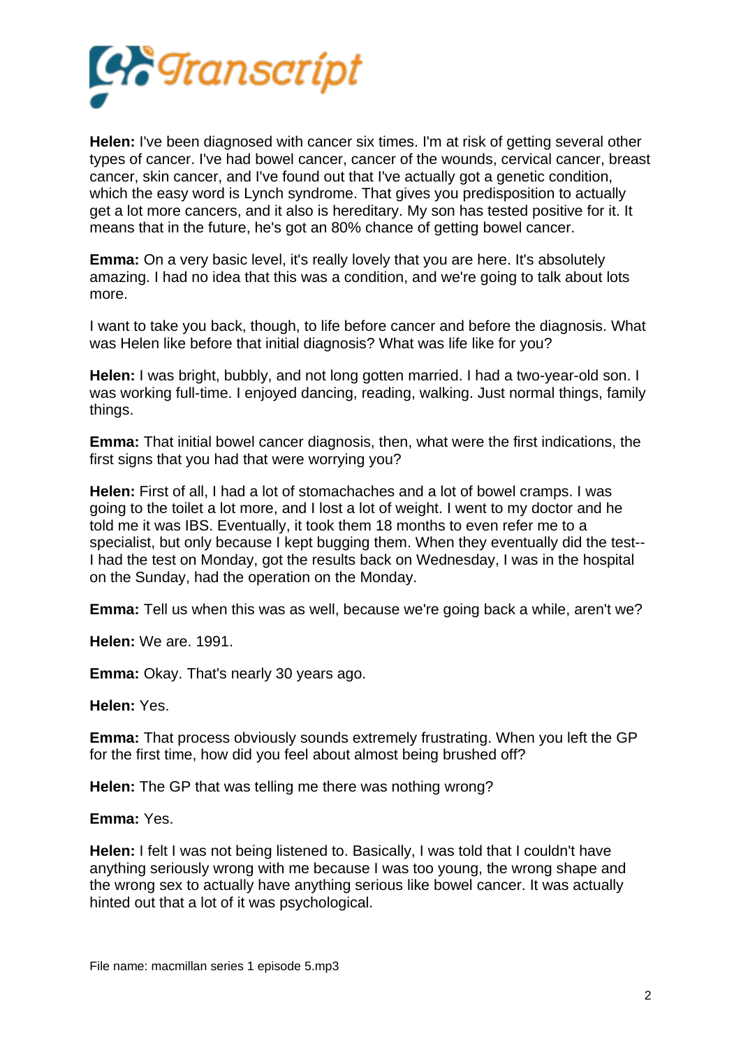**Helen:** I've been diagnosed with cancer six times. I'm at risk of getting several other types of cancer. I've had bowel cancer, cancer of the wounds, cervical cancer, breast cancer, skin cancer, and I've found out that I've actually got a genetic condition, which the easy word is Lynch syndrome. That gives you predisposition to actually get a lot more cancers, and it also is hereditary. My son has tested positive for it. It means that in the future, he's got an 80% chance of getting bowel cancer.

**Emma:** On a very basic level, it's really lovely that you are here. It's absolutely amazing. I had no idea that this was a condition, and we're going to talk about lots more.

I want to take you back, though, to life before cancer and before the diagnosis. What was Helen like before that initial diagnosis? What was life like for you?

**Helen:** I was bright, bubbly, and not long gotten married. I had a two-year-old son. I was working full-time. I enjoyed dancing, reading, walking. Just normal things, family things.

**Emma:** That initial bowel cancer diagnosis, then, what were the first indications, the first signs that you had that were worrying you?

**Helen:** First of all, I had a lot of stomachaches and a lot of bowel cramps. I was going to the toilet a lot more, and I lost a lot of weight. I went to my doctor and he told me it was IBS. Eventually, it took them 18 months to even refer me to a specialist, but only because I kept bugging them. When they eventually did the test-- I had the test on Monday, got the results back on Wednesday, I was in the hospital on the Sunday, had the operation on the Monday.

**Emma:** Tell us when this was as well, because we're going back a while, aren't we?

**Helen:** We are. 1991.

**Emma:** Okay. That's nearly 30 years ago.

**Helen:** Yes.

**Emma:** That process obviously sounds extremely frustrating. When you left the GP for the first time, how did you feel about almost being brushed off?

**Helen:** The GP that was telling me there was nothing wrong?

**Emma:** Yes.

**Helen:** I felt I was not being listened to. Basically, I was told that I couldn't have anything seriously wrong with me because I was too young, the wrong shape and the wrong sex to actually have anything serious like bowel cancer. It was actually hinted out that a lot of it was psychological.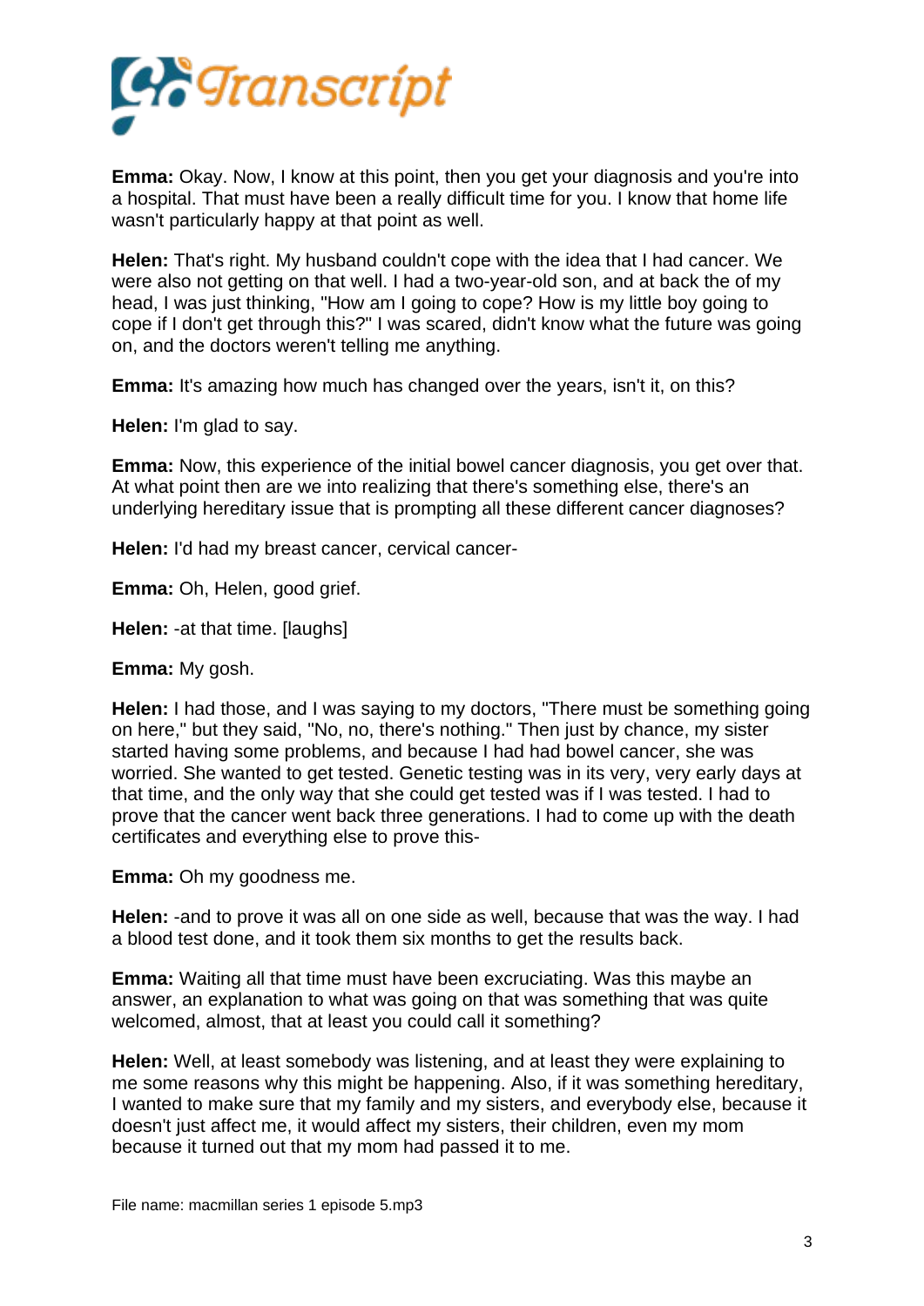**Emma:** Okay. Now, I know at this point, then you get your diagnosis and you're into a hospital. That must have been a really difficult time for you. I know that home life wasn't particularly happy at that point as well.

**Helen:** That's right. My husband couldn't cope with the idea that I had cancer. We were also not getting on that well. I had a two-year-old son, and at back the of my head, I was just thinking, "How am I going to cope? How is my little boy going to cope if I don't get through this?" I was scared, didn't know what the future was going on, and the doctors weren't telling me anything.

**Emma:** It's amazing how much has changed over the years, isn't it, on this?

**Helen:** I'm glad to say.

**Emma:** Now, this experience of the initial bowel cancer diagnosis, you get over that. At what point then are we into realizing that there's something else, there's an underlying hereditary issue that is prompting all these different cancer diagnoses?

**Helen:** I'd had my breast cancer, cervical cancer-

**Emma:** Oh, Helen, good grief.

**Helen:** -at that time. [laughs]

**Emma:** My gosh.

**Helen:** I had those, and I was saying to my doctors, "There must be something going on here," but they said, "No, no, there's nothing." Then just by chance, my sister started having some problems, and because I had had bowel cancer, she was worried. She wanted to get tested. Genetic testing was in its very, very early days at that time, and the only way that she could get tested was if I was tested. I had to prove that the cancer went back three generations. I had to come up with the death certificates and everything else to prove this-

**Emma:** Oh my goodness me.

**Helen:** -and to prove it was all on one side as well, because that was the way. I had a blood test done, and it took them six months to get the results back.

**Emma:** Waiting all that time must have been excruciating. Was this maybe an answer, an explanation to what was going on that was something that was quite welcomed, almost, that at least you could call it something?

**Helen:** Well, at least somebody was listening, and at least they were explaining to me some reasons why this might be happening. Also, if it was something hereditary, I wanted to make sure that my family and my sisters, and everybody else, because it doesn't just affect me, it would affect my sisters, their children, even my mom because it turned out that my mom had passed it to me.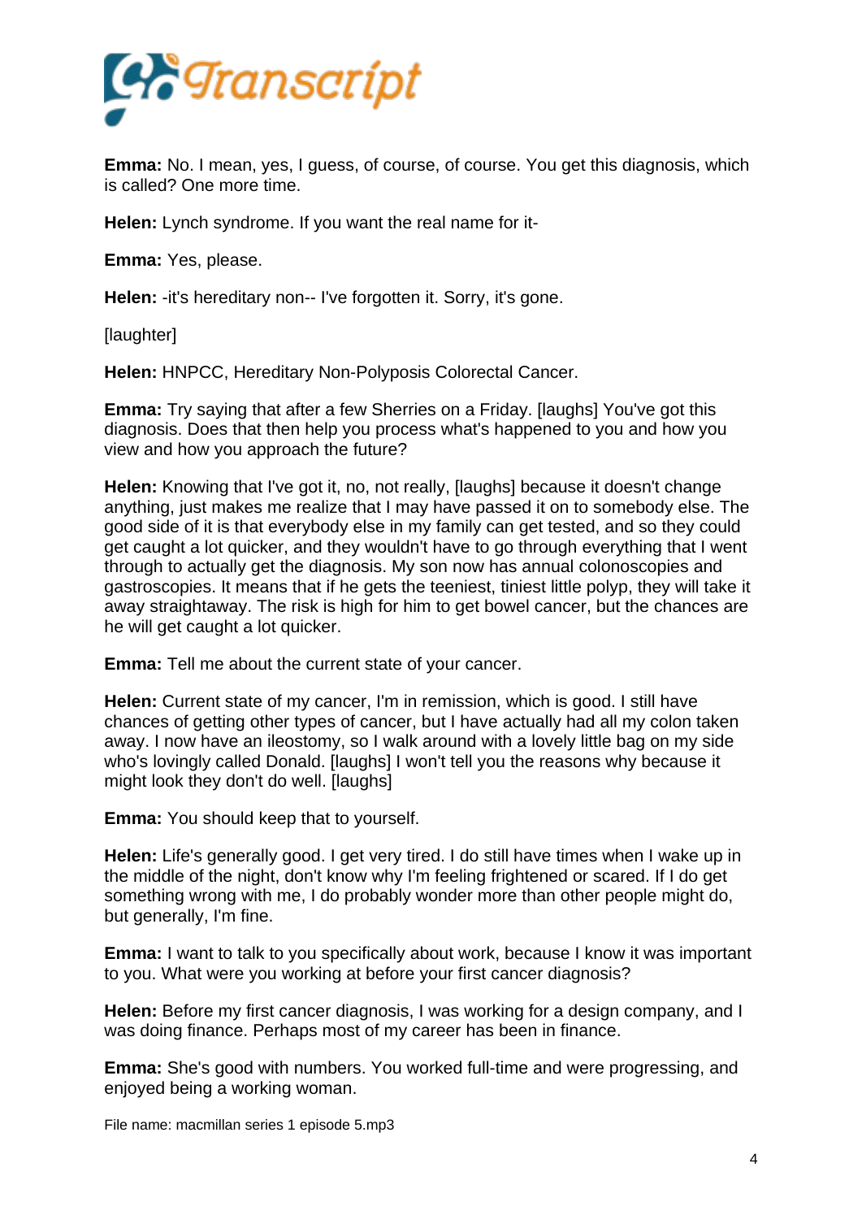**Emma:** No. I mean, yes, I guess, of course, of course. You get this diagnosis, which is called? One more time.

**Helen:** Lynch syndrome. If you want the real name for it-

**Emma:** Yes, please.

**Helen:** -it's hereditary non-- I've forgotten it. Sorry, it's gone.

[laughter]

**Helen:** HNPCC, Hereditary Non-Polyposis Colorectal Cancer.

**Emma:** Try saying that after a few Sherries on a Friday. [laughs] You've got this diagnosis. Does that then help you process what's happened to you and how you view and how you approach the future?

**Helen:** Knowing that I've got it, no, not really, [laughs] because it doesn't change anything, just makes me realize that I may have passed it on to somebody else. The good side of it is that everybody else in my family can get tested, and so they could get caught a lot quicker, and they wouldn't have to go through everything that I went through to actually get the diagnosis. My son now has annual colonoscopies and gastroscopies. It means that if he gets the teeniest, tiniest little polyp, they will take it away straightaway. The risk is high for him to get bowel cancer, but the chances are he will get caught a lot quicker.

**Emma:** Tell me about the current state of your cancer.

**Helen:** Current state of my cancer, I'm in remission, which is good. I still have chances of getting other types of cancer, but I have actually had all my colon taken away. I now have an ileostomy, so I walk around with a lovely little bag on my side who's lovingly called Donald. [laughs] I won't tell you the reasons why because it might look they don't do well. [laughs]

**Emma:** You should keep that to yourself.

**Helen:** Life's generally good. I get very tired. I do still have times when I wake up in the middle of the night, don't know why I'm feeling frightened or scared. If I do get something wrong with me, I do probably wonder more than other people might do, but generally, I'm fine.

**Emma:** I want to talk to you specifically about work, because I know it was important to you. What were you working at before your first cancer diagnosis?

**Helen:** Before my first cancer diagnosis, I was working for a design company, and I was doing finance. Perhaps most of my career has been in finance.

**Emma:** She's good with numbers. You worked full-time and were progressing, and enjoyed being a working woman.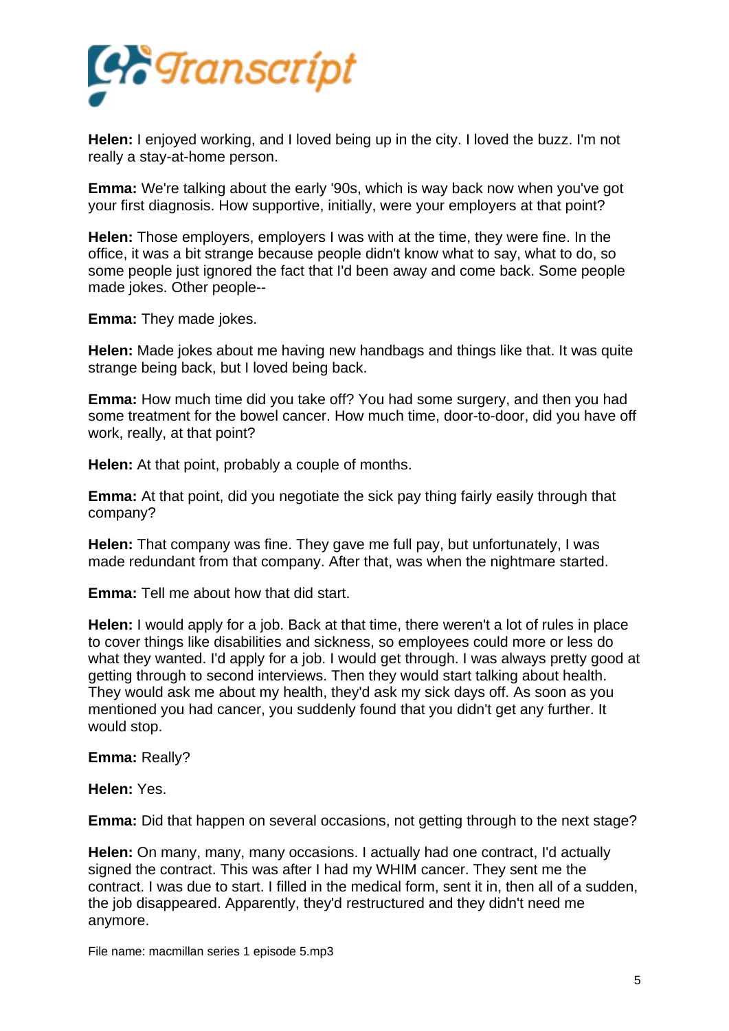**Helen:** I enjoyed working, and I loved being up in the city. I loved the buzz. I'm not really a stay-at-home person.

**Emma:** We're talking about the early '90s, which is way back now when you've got your first diagnosis. How supportive, initially, were your employers at that point?

**Helen:** Those employers, employers I was with at the time, they were fine. In the office, it was a bit strange because people didn't know what to say, what to do, so some people just ignored the fact that I'd been away and come back. Some people made jokes. Other people--

**Emma:** They made jokes.

**Helen:** Made jokes about me having new handbags and things like that. It was quite strange being back, but I loved being back.

**Emma:** How much time did you take off? You had some surgery, and then you had some treatment for the bowel cancer. How much time, door-to-door, did you have off work, really, at that point?

**Helen:** At that point, probably a couple of months.

**Emma:** At that point, did you negotiate the sick pay thing fairly easily through that company?

**Helen:** That company was fine. They gave me full pay, but unfortunately, I was made redundant from that company. After that, was when the nightmare started.

**Emma:** Tell me about how that did start.

**Helen:** I would apply for a job. Back at that time, there weren't a lot of rules in place to cover things like disabilities and sickness, so employees could more or less do what they wanted. I'd apply for a job. I would get through. I was always pretty good at getting through to second interviews. Then they would start talking about health. They would ask me about my health, they'd ask my sick days off. As soon as you mentioned you had cancer, you suddenly found that you didn't get any further. It would stop.

**Emma:** Really?

**Helen:** Yes.

**Emma:** Did that happen on several occasions, not getting through to the next stage?

**Helen:** On many, many, many occasions. I actually had one contract, I'd actually signed the contract. This was after I had my WHIM cancer. They sent me the contract. I was due to start. I filled in the medical form, sent it in, then all of a sudden, the job disappeared. Apparently, they'd restructured and they didn't need me anymore.

File name: macmillan series 1 episode 5.mp3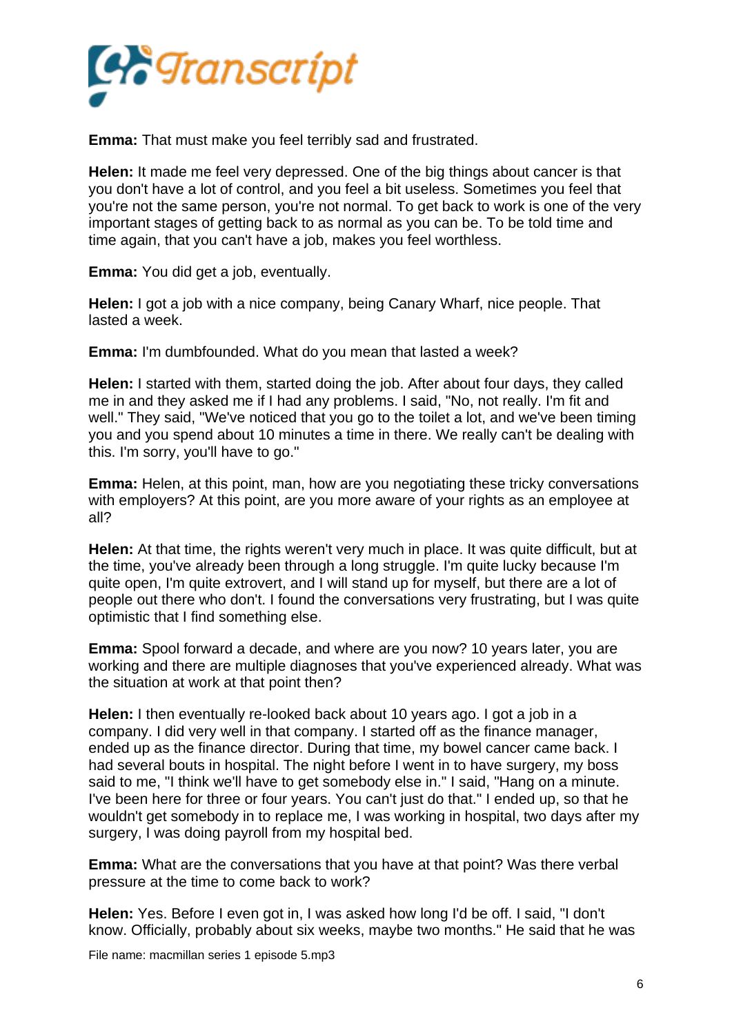**Emma:** That must make you feel terribly sad and frustrated.

**Helen:** It made me feel very depressed. One of the big things about cancer is that you don't have a lot of control, and you feel a bit useless. Sometimes you feel that you're not the same person, you're not normal. To get back to work is one of the very important stages of getting back to as normal as you can be. To be told time and time again, that you can't have a job, makes you feel worthless.

**Emma:** You did get a job, eventually.

**Helen:** I got a job with a nice company, being Canary Wharf, nice people. That lasted a week.

**Emma:** I'm dumbfounded. What do you mean that lasted a week?

**Helen:** I started with them, started doing the job. After about four days, they called me in and they asked me if I had any problems. I said, "No, not really. I'm fit and well." They said, "We've noticed that you go to the toilet a lot, and we've been timing you and you spend about 10 minutes a time in there. We really can't be dealing with this. I'm sorry, you'll have to go."

**Emma:** Helen, at this point, man, how are you negotiating these tricky conversations with employers? At this point, are you more aware of your rights as an employee at all?

**Helen:** At that time, the rights weren't very much in place. It was quite difficult, but at the time, you've already been through a long struggle. I'm quite lucky because I'm quite open, I'm quite extrovert, and I will stand up for myself, but there are a lot of people out there who don't. I found the conversations very frustrating, but I was quite optimistic that I find something else.

**Emma:** Spool forward a decade, and where are you now? 10 years later, you are working and there are multiple diagnoses that you've experienced already. What was the situation at work at that point then?

**Helen:** I then eventually re-looked back about 10 years ago. I got a job in a company. I did very well in that company. I started off as the finance manager, ended up as the finance director. During that time, my bowel cancer came back. I had several bouts in hospital. The night before I went in to have surgery, my boss said to me, "I think we'll have to get somebody else in." I said, "Hang on a minute. I've been here for three or four years. You can't just do that." I ended up, so that he wouldn't get somebody in to replace me, I was working in hospital, two days after my surgery, I was doing payroll from my hospital bed.

**Emma:** What are the conversations that you have at that point? Was there verbal pressure at the time to come back to work?

**Helen:** Yes. Before I even got in, I was asked how long I'd be off. I said, "I don't know. Officially, probably about six weeks, maybe two months." He said that he was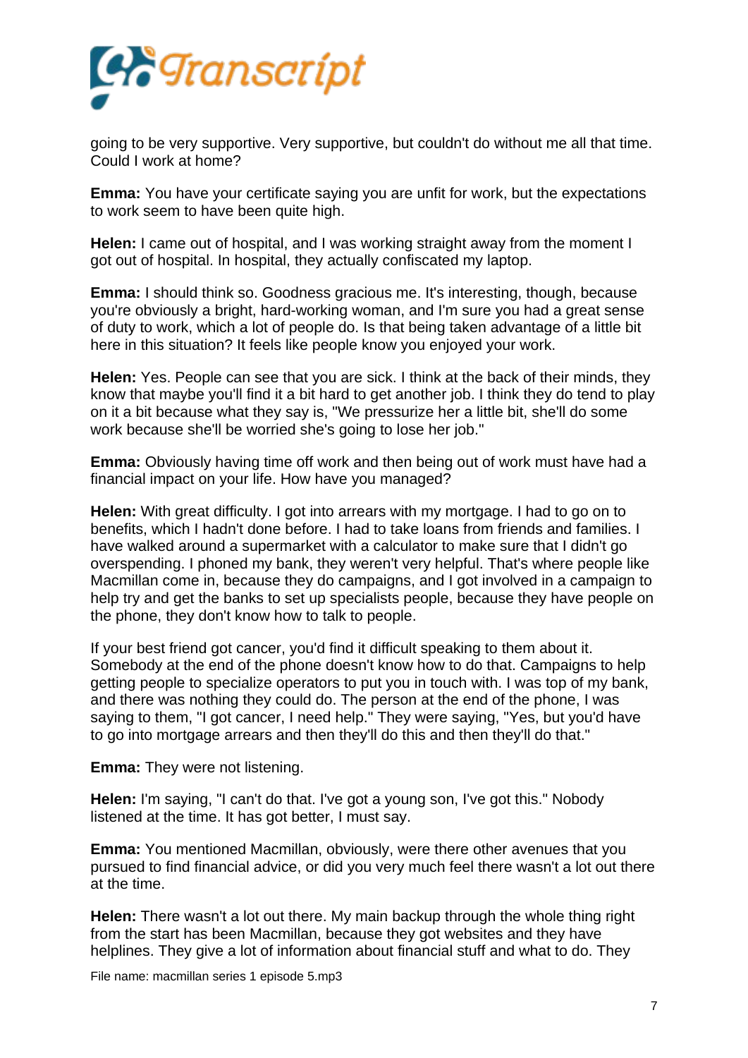going to be very supportive. Very supportive, but couldn't do without me all that time. Could I work at home?

**Emma:** You have your certificate saying you are unfit for work, but the expectations to work seem to have been quite high.

**Helen:** I came out of hospital, and I was working straight away from the moment I got out of hospital. In hospital, they actually confiscated my laptop.

**Emma:** I should think so. Goodness gracious me. It's interesting, though, because you're obviously a bright, hard-working woman, and I'm sure you had a great sense of duty to work, which a lot of people do. Is that being taken advantage of a little bit here in this situation? It feels like people know you enjoyed your work.

**Helen:** Yes. People can see that you are sick. I think at the back of their minds, they know that maybe you'll find it a bit hard to get another job. I think they do tend to play on it a bit because what they say is, "We pressurize her a little bit, she'll do some work because she'll be worried she's going to lose her job."

**Emma:** Obviously having time off work and then being out of work must have had a financial impact on your life. How have you managed?

**Helen:** With great difficulty. I got into arrears with my mortgage. I had to go on to benefits, which I hadn't done before. I had to take loans from friends and families. I have walked around a supermarket with a calculator to make sure that I didn't go overspending. I phoned my bank, they weren't very helpful. That's where people like Macmillan come in, because they do campaigns, and I got involved in a campaign to help try and get the banks to set up specialists people, because they have people on the phone, they don't know how to talk to people.

If your best friend got cancer, you'd find it difficult speaking to them about it. Somebody at the end of the phone doesn't know how to do that. Campaigns to help getting people to specialize operators to put you in touch with. I was top of my bank, and there was nothing they could do. The person at the end of the phone, I was saying to them, "I got cancer, I need help." They were saying, "Yes, but you'd have to go into mortgage arrears and then they'll do this and then they'll do that."

**Emma:** They were not listening.

**Helen:** I'm saying, "I can't do that. I've got a young son, I've got this." Nobody listened at the time. It has got better, I must say.

**Emma:** You mentioned Macmillan, obviously, were there other avenues that you pursued to find financial advice, or did you very much feel there wasn't a lot out there at the time.

**Helen:** There wasn't a lot out there. My main backup through the whole thing right from the start has been Macmillan, because they got websites and they have helplines. They give a lot of information about financial stuff and what to do. They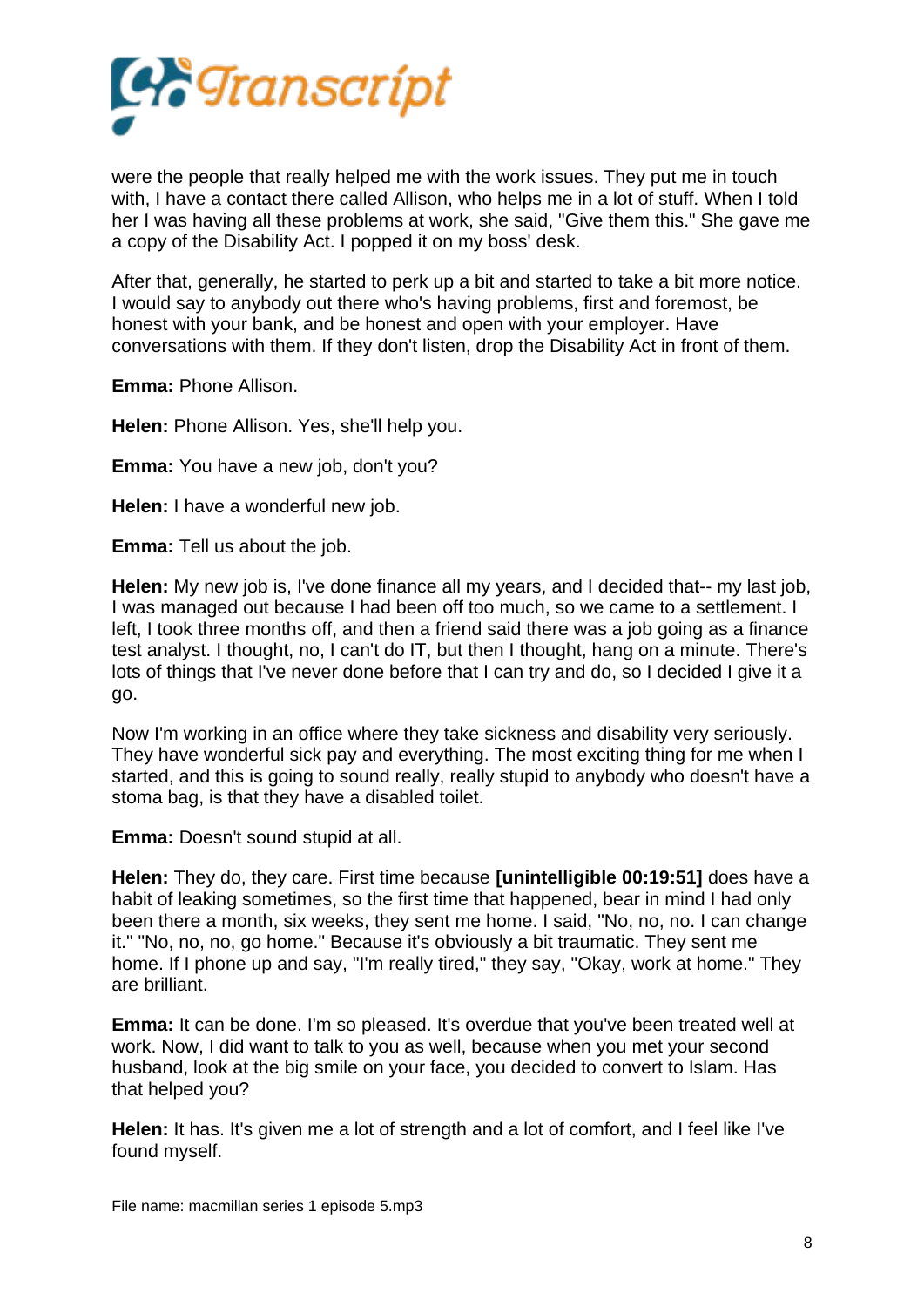were the people that really helped me with the work issues. They put me in touch with, I have a contact there called Allison, who helps me in a lot of stuff. When I told her I was having all these problems at work, she said, "Give them this." She gave me a copy of the Disability Act. I popped it on my boss' desk.

After that, generally, he started to perk up a bit and started to take a bit more notice. I would say to anybody out there who's having problems, first and foremost, be honest with your bank, and be honest and open with your employer. Have conversations with them. If they don't listen, drop the Disability Act in front of them.

**Emma:** Phone Allison.

**Helen:** Phone Allison. Yes, she'll help you.

**Emma:** You have a new job, don't you?

**Helen:** I have a wonderful new job.

**Emma:** Tell us about the job.

**Helen:** My new job is, I've done finance all my years, and I decided that-- my last job, I was managed out because I had been off too much, so we came to a settlement. I left, I took three months off, and then a friend said there was a job going as a finance test analyst. I thought, no, I can't do IT, but then I thought, hang on a minute. There's lots of things that I've never done before that I can try and do, so I decided I give it a go.

Now I'm working in an office where they take sickness and disability very seriously. They have wonderful sick pay and everything. The most exciting thing for me when I started, and this is going to sound really, really stupid to anybody who doesn't have a stoma bag, is that they have a disabled toilet.

**Emma:** Doesn't sound stupid at all.

**Helen:** They do, they care. First time because **[unintelligible 00:19:51]** does have a habit of leaking sometimes, so the first time that happened, bear in mind I had only been there a month, six weeks, they sent me home. I said, "No, no, no. I can change it." "No, no, no, go home." Because it's obviously a bit traumatic. They sent me home. If I phone up and say, "I'm really tired," they say, "Okay, work at home." They are brilliant.

**Emma:** It can be done. I'm so pleased. It's overdue that you've been treated well at work. Now, I did want to talk to you as well, because when you met your second husband, look at the big smile on your face, you decided to convert to Islam. Has that helped you?

**Helen:** It has. It's given me a lot of strength and a lot of comfort, and I feel like I've found myself.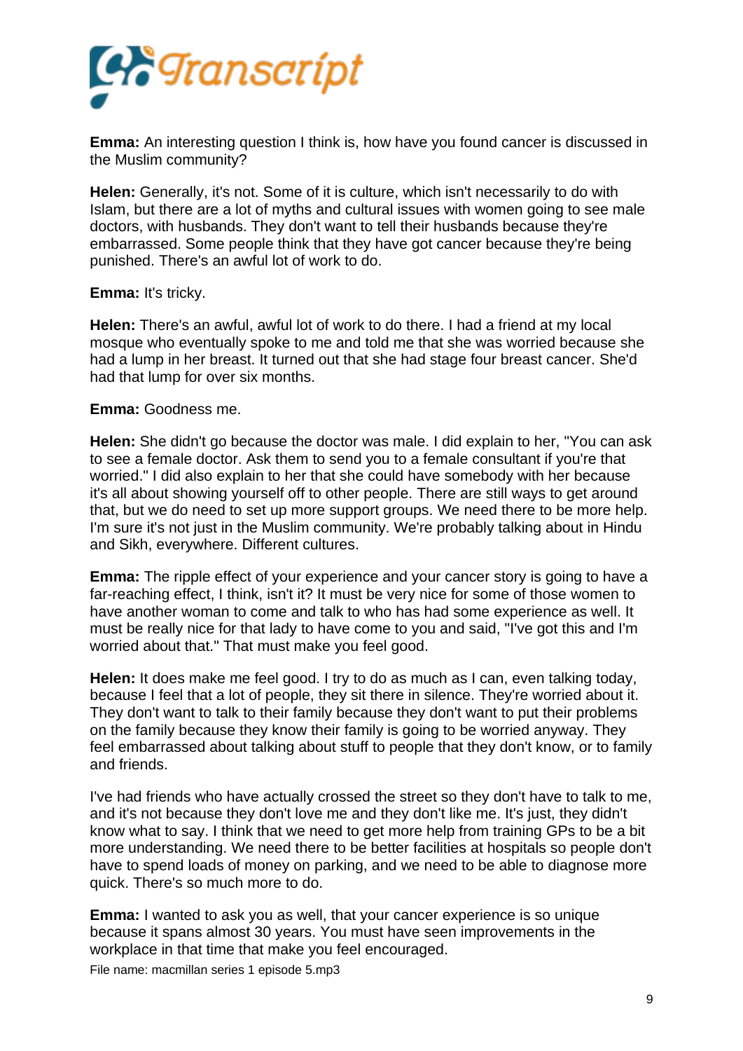**Emma:** An interesting question I think is, how have you found cancer is discussed in the Muslim community?

**Helen:** Generally, it's not. Some of it is culture, which isn't necessarily to do with Islam, but there are a lot of myths and cultural issues with women going to see male doctors, with husbands. They don't want to tell their husbands because they're embarrassed. Some people think that they have got cancer because they're being punished. There's an awful lot of work to do.

**Emma:** It's tricky.

**Helen:** There's an awful, awful lot of work to do there. I had a friend at my local mosque who eventually spoke to me and told me that she was worried because she had a lump in her breast. It turned out that she had stage four breast cancer. She'd had that lump for over six months.

**Emma:** Goodness me.

**Helen:** She didn't go because the doctor was male. I did explain to her, "You can ask to see a female doctor. Ask them to send you to a female consultant if you're that worried." I did also explain to her that she could have somebody with her because it's all about showing yourself off to other people. There are still ways to get around that, but we do need to set up more support groups. We need there to be more help. I'm sure it's not just in the Muslim community. We're probably talking about in Hindu and Sikh, everywhere. Different cultures.

**Emma:** The ripple effect of your experience and your cancer story is going to have a far-reaching effect, I think, isn't it? It must be very nice for some of those women to have another woman to come and talk to who has had some experience as well. It must be really nice for that lady to have come to you and said, "I've got this and I'm worried about that." That must make you feel good.

**Helen:** It does make me feel good. I try to do as much as I can, even talking today, because I feel that a lot of people, they sit there in silence. They're worried about it. They don't want to talk to their family because they don't want to put their problems on the family because they know their family is going to be worried anyway. They feel embarrassed about talking about stuff to people that they don't know, or to family and friends.

I've had friends who have actually crossed the street so they don't have to talk to me, and it's not because they don't love me and they don't like me. It's just, they didn't know what to say. I think that we need to get more help from training GPs to be a bit more understanding. We need there to be better facilities at hospitals so people don't have to spend loads of money on parking, and we need to be able to diagnose more quick. There's so much more to do.

**Emma:** I wanted to ask you as well, that your cancer experience is so unique because it spans almost 30 years. You must have seen improvements in the workplace in that time that make you feel encouraged.

File name: macmillan series 1 episode 5.mp3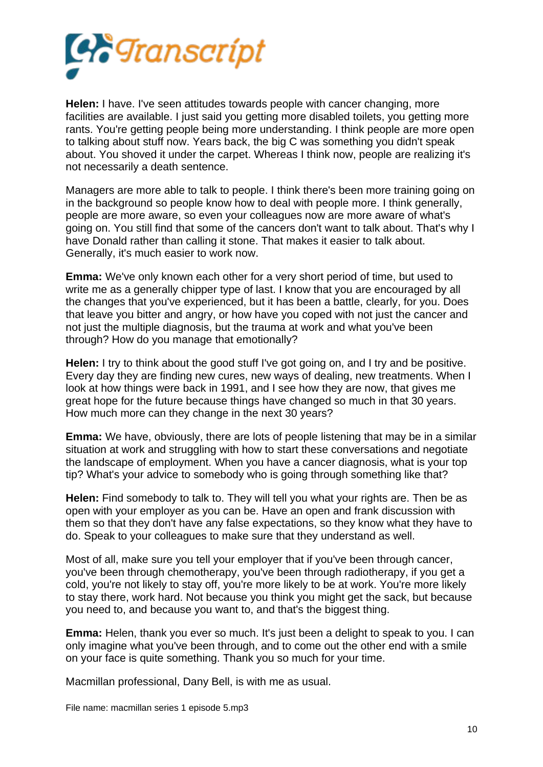**Helen:** I have. I've seen attitudes towards people with cancer changing, more facilities are available. I just said you getting more disabled toilets, you getting more rants. You're getting people being more understanding. I think people are more open to talking about stuff now. Years back, the big C was something you didn't speak about. You shoved it under the carpet. Whereas I think now, people are realizing it's not necessarily a death sentence.

Managers are more able to talk to people. I think there's been more training going on in the background so people know how to deal with people more. I think generally, people are more aware, so even your colleagues now are more aware of what's going on. You still find that some of the cancers don't want to talk about. That's why I have Donald rather than calling it stone. That makes it easier to talk about. Generally, it's much easier to work now.

**Emma:** We've only known each other for a very short period of time, but used to write me as a generally chipper type of last. I know that you are encouraged by all the changes that you've experienced, but it has been a battle, clearly, for you. Does that leave you bitter and angry, or how have you coped with not just the cancer and not just the multiple diagnosis, but the trauma at work and what you've been through? How do you manage that emotionally?

**Helen:** I try to think about the good stuff I've got going on, and I try and be positive. Every day they are finding new cures, new ways of dealing, new treatments. When I look at how things were back in 1991, and I see how they are now, that gives me great hope for the future because things have changed so much in that 30 years. How much more can they change in the next 30 years?

**Emma:** We have, obviously, there are lots of people listening that may be in a similar situation at work and struggling with how to start these conversations and negotiate the landscape of employment. When you have a cancer diagnosis, what is your top tip? What's your advice to somebody who is going through something like that?

**Helen:** Find somebody to talk to. They will tell you what your rights are. Then be as open with your employer as you can be. Have an open and frank discussion with them so that they don't have any false expectations, so they know what they have to do. Speak to your colleagues to make sure that they understand as well.

Most of all, make sure you tell your employer that if you've been through cancer, you've been through chemotherapy, you've been through radiotherapy, if you get a cold, you're not likely to stay off, you're more likely to be at work. You're more likely to stay there, work hard. Not because you think you might get the sack, but because you need to, and because you want to, and that's the biggest thing.

**Emma:** Helen, thank you ever so much. It's just been a delight to speak to you. I can only imagine what you've been through, and to come out the other end with a smile on your face is quite something. Thank you so much for your time.

Macmillan professional, Dany Bell, is with me as usual.

File name: macmillan series 1 episode 5.mp3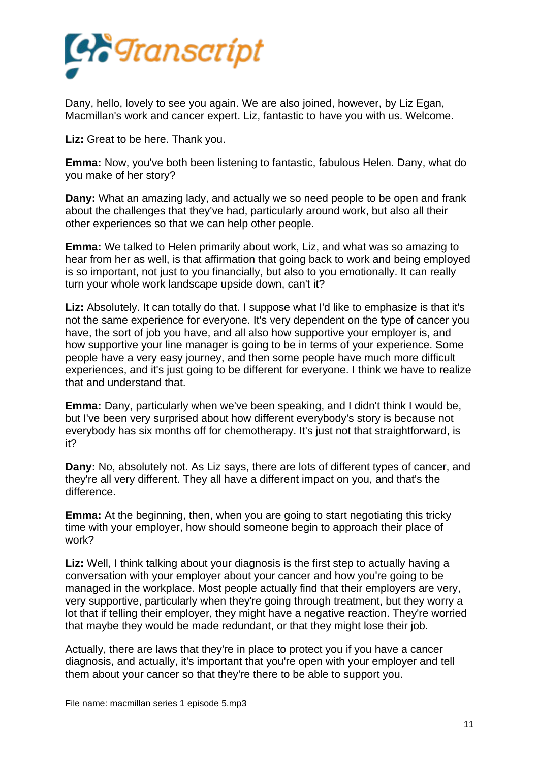Dany, hello, lovely to see you again. We are also joined, however, by Liz Egan, Macmillan's work and cancer expert. Liz, fantastic to have you with us. Welcome.

**Liz:** Great to be here. Thank you.

**Emma:** Now, you've both been listening to fantastic, fabulous Helen. Dany, what do you make of her story?

**Dany:** What an amazing lady, and actually we so need people to be open and frank about the challenges that they've had, particularly around work, but also all their other experiences so that we can help other people.

**Emma:** We talked to Helen primarily about work, Liz, and what was so amazing to hear from her as well, is that affirmation that going back to work and being employed is so important, not just to you financially, but also to you emotionally. It can really turn your whole work landscape upside down, can't it?

**Liz:** Absolutely. It can totally do that. I suppose what I'd like to emphasize is that it's not the same experience for everyone. It's very dependent on the type of cancer you have, the sort of job you have, and all also how supportive your employer is, and how supportive your line manager is going to be in terms of your experience. Some people have a very easy journey, and then some people have much more difficult experiences, and it's just going to be different for everyone. I think we have to realize that and understand that.

**Emma:** Dany, particularly when we've been speaking, and I didn't think I would be, but I've been very surprised about how different everybody's story is because not everybody has six months off for chemotherapy. It's just not that straightforward, is it?

**Dany:** No, absolutely not. As Liz says, there are lots of different types of cancer, and they're all very different. They all have a different impact on you, and that's the difference.

**Emma:** At the beginning, then, when you are going to start negotiating this tricky time with your employer, how should someone begin to approach their place of work?

**Liz:** Well, I think talking about your diagnosis is the first step to actually having a conversation with your employer about your cancer and how you're going to be managed in the workplace. Most people actually find that their employers are very, very supportive, particularly when they're going through treatment, but they worry a lot that if telling their employer, they might have a negative reaction. They're worried that maybe they would be made redundant, or that they might lose their job.

Actually, there are laws that they're in place to protect you if you have a cancer diagnosis, and actually, it's important that you're open with your employer and tell them about your cancer so that they're there to be able to support you.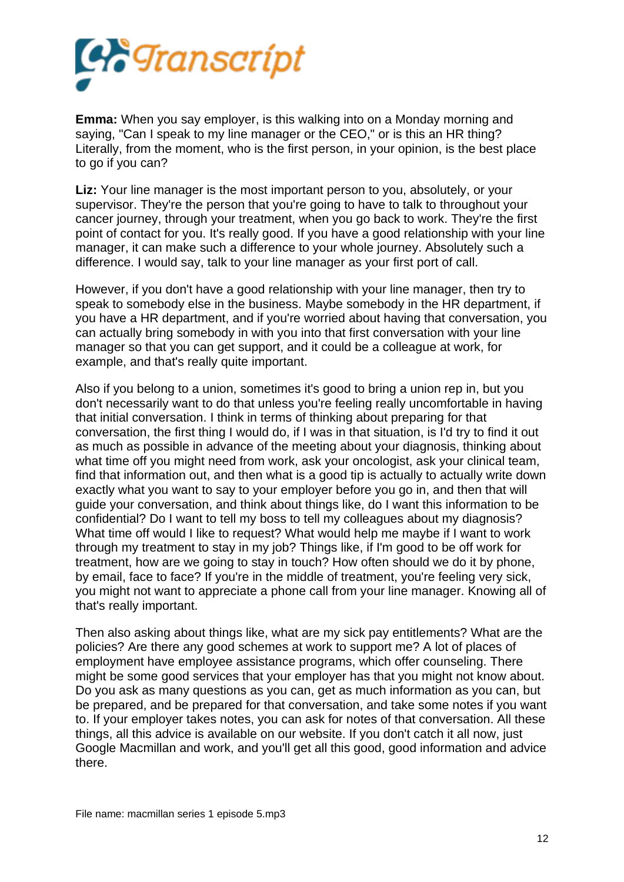**Emma:** When you say employer, is this walking into on a Monday morning and saying, "Can I speak to my line manager or the CEO," or is this an HR thing? Literally, from the moment, who is the first person, in your opinion, is the best place to go if you can?

**Liz:** Your line manager is the most important person to you, absolutely, or your supervisor. They're the person that you're going to have to talk to throughout your cancer journey, through your treatment, when you go back to work. They're the first point of contact for you. It's really good. If you have a good relationship with your line manager, it can make such a difference to your whole journey. Absolutely such a difference. I would say, talk to your line manager as your first port of call.

However, if you don't have a good relationship with your line manager, then try to speak to somebody else in the business. Maybe somebody in the HR department, if you have a HR department, and if you're worried about having that conversation, you can actually bring somebody in with you into that first conversation with your line manager so that you can get support, and it could be a colleague at work, for example, and that's really quite important.

Also if you belong to a union, sometimes it's good to bring a union rep in, but you don't necessarily want to do that unless you're feeling really uncomfortable in having that initial conversation. I think in terms of thinking about preparing for that conversation, the first thing I would do, if I was in that situation, is I'd try to find it out as much as possible in advance of the meeting about your diagnosis, thinking about what time off you might need from work, ask your oncologist, ask your clinical team, find that information out, and then what is a good tip is actually to actually write down exactly what you want to say to your employer before you go in, and then that will guide your conversation, and think about things like, do I want this information to be confidential? Do I want to tell my boss to tell my colleagues about my diagnosis? What time off would I like to request? What would help me maybe if I want to work through my treatment to stay in my job? Things like, if I'm good to be off work for treatment, how are we going to stay in touch? How often should we do it by phone, by email, face to face? If you're in the middle of treatment, you're feeling very sick, you might not want to appreciate a phone call from your line manager. Knowing all of that's really important.

Then also asking about things like, what are my sick pay entitlements? What are the policies? Are there any good schemes at work to support me? A lot of places of employment have employee assistance programs, which offer counseling. There might be some good services that your employer has that you might not know about. Do you ask as many questions as you can, get as much information as you can, but be prepared, and be prepared for that conversation, and take some notes if you want to. If your employer takes notes, you can ask for notes of that conversation. All these things, all this advice is available on our website. If you don't catch it all now, just Google Macmillan and work, and you'll get all this good, good information and advice there.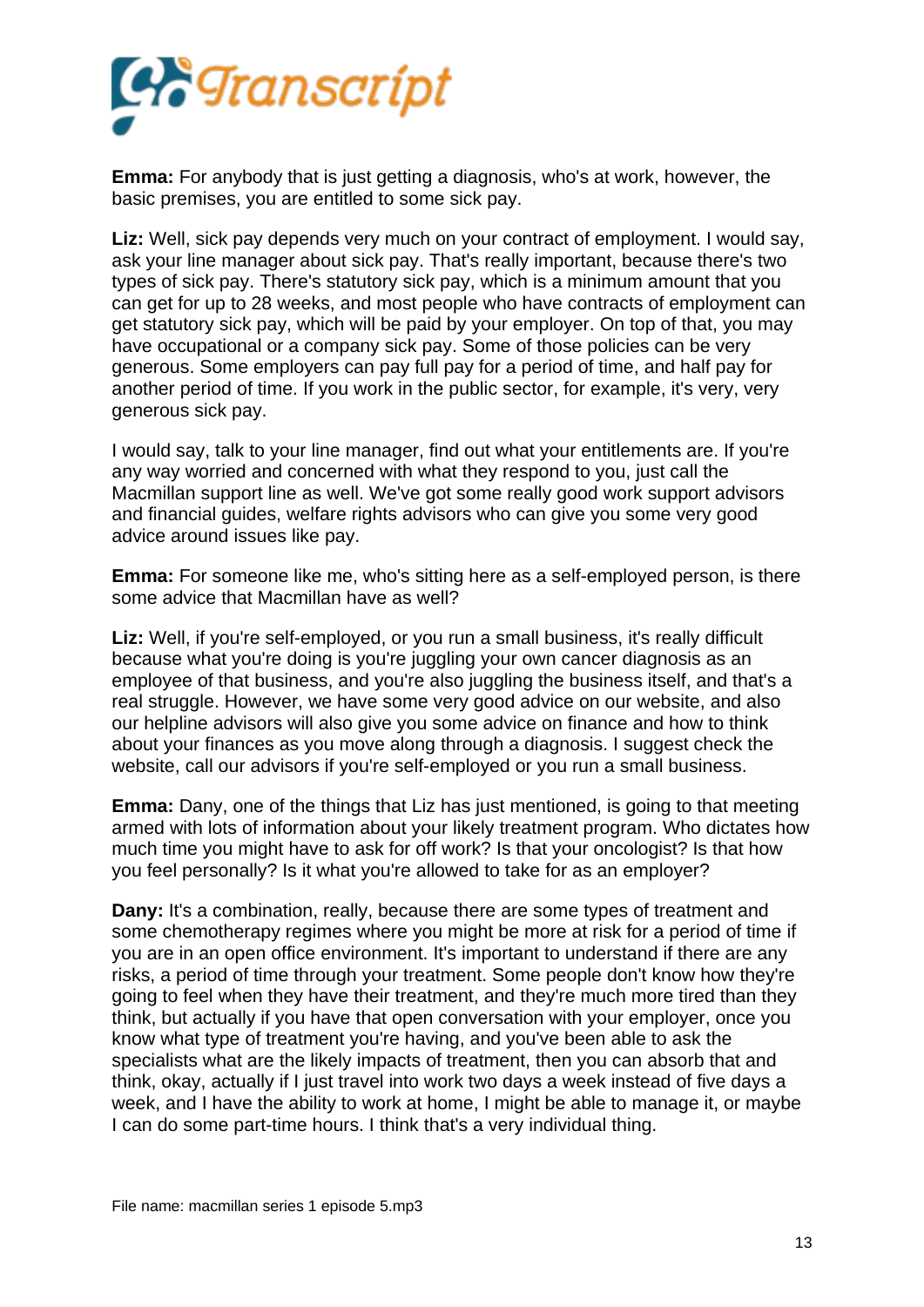**Emma:** For anybody that is just getting a diagnosis, who's at work, however, the basic premises, you are entitled to some sick pay.

**Liz:** Well, sick pay depends very much on your contract of employment. I would say, ask your line manager about sick pay. That's really important, because there's two types of sick pay. There's statutory sick pay, which is a minimum amount that you can get for up to 28 weeks, and most people who have contracts of employment can get statutory sick pay, which will be paid by your employer. On top of that, you may have occupational or a company sick pay. Some of those policies can be very generous. Some employers can pay full pay for a period of time, and half pay for another period of time. If you work in the public sector, for example, it's very, very generous sick pay.

I would say, talk to your line manager, find out what your entitlements are. If you're any way worried and concerned with what they respond to you, just call the Macmillan support line as well. We've got some really good work support advisors and financial guides, welfare rights advisors who can give you some very good advice around issues like pay.

**Emma:** For someone like me, who's sitting here as a self-employed person, is there some advice that Macmillan have as well?

**Liz:** Well, if you're self-employed, or you run a small business, it's really difficult because what you're doing is you're juggling your own cancer diagnosis as an employee of that business, and you're also juggling the business itself, and that's a real struggle. However, we have some very good advice on our website, and also our helpline advisors will also give you some advice on finance and how to think about your finances as you move along through a diagnosis. I suggest check the website, call our advisors if you're self-employed or you run a small business.

**Emma:** Dany, one of the things that Liz has just mentioned, is going to that meeting armed with lots of information about your likely treatment program. Who dictates how much time you might have to ask for off work? Is that your oncologist? Is that how you feel personally? Is it what you're allowed to take for as an employer?

**Dany:** It's a combination, really, because there are some types of treatment and some chemotherapy regimes where you might be more at risk for a period of time if you are in an open office environment. It's important to understand if there are any risks, a period of time through your treatment. Some people don't know how they're going to feel when they have their treatment, and they're much more tired than they think, but actually if you have that open conversation with your employer, once you know what type of treatment you're having, and you've been able to ask the specialists what are the likely impacts of treatment, then you can absorb that and think, okay, actually if I just travel into work two days a week instead of five days a week, and I have the ability to work at home, I might be able to manage it, or maybe I can do some part-time hours. I think that's a very individual thing.

File name: macmillan series 1 episode 5.mp3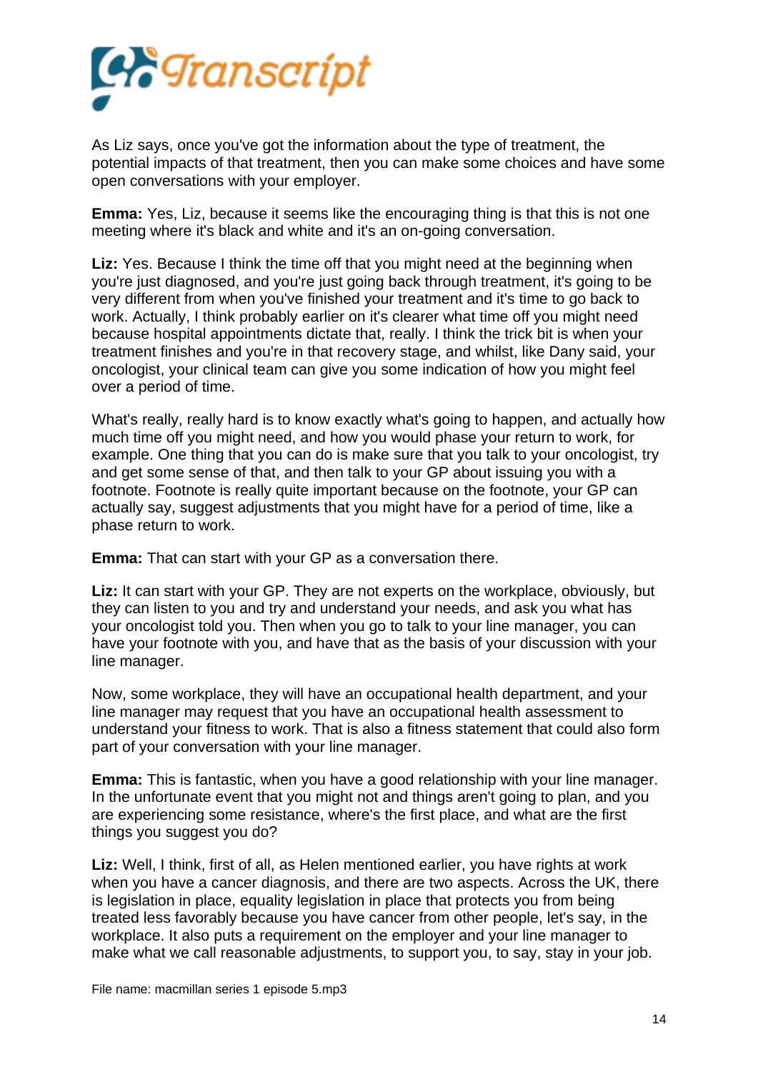As Liz says, once you've got the information about the type of treatment, the potential impacts of that treatment, then you can make some choices and have some open conversations with your employer.

**Emma:** Yes, Liz, because it seems like the encouraging thing is that this is not one meeting where it's black and white and it's an on-going conversation.

**Liz:** Yes. Because I think the time off that you might need at the beginning when you're just diagnosed, and you're just going back through treatment, it's going to be very different from when you've finished your treatment and it's time to go back to work. Actually, I think probably earlier on it's clearer what time off you might need because hospital appointments dictate that, really. I think the trick bit is when your treatment finishes and you're in that recovery stage, and whilst, like Dany said, your oncologist, your clinical team can give you some indication of how you might feel over a period of time.

What's really, really hard is to know exactly what's going to happen, and actually how much time off you might need, and how you would phase your return to work, for example. One thing that you can do is make sure that you talk to your oncologist, try and get some sense of that, and then talk to your GP about issuing you with a footnote. Footnote is really quite important because on the footnote, your GP can actually say, suggest adjustments that you might have for a period of time, like a phase return to work.

**Emma:** That can start with your GP as a conversation there.

**Liz:** It can start with your GP. They are not experts on the workplace, obviously, but they can listen to you and try and understand your needs, and ask you what has your oncologist told you. Then when you go to talk to your line manager, you can have your footnote with you, and have that as the basis of your discussion with your line manager.

Now, some workplace, they will have an occupational health department, and your line manager may request that you have an occupational health assessment to understand your fitness to work. That is also a fitness statement that could also form part of your conversation with your line manager.

**Emma:** This is fantastic, when you have a good relationship with your line manager. In the unfortunate event that you might not and things aren't going to plan, and you are experiencing some resistance, where's the first place, and what are the first things you suggest you do?

**Liz:** Well, I think, first of all, as Helen mentioned earlier, you have rights at work when you have a cancer diagnosis, and there are two aspects. Across the UK, there is legislation in place, equality legislation in place that protects you from being treated less favorably because you have cancer from other people, let's say, in the workplace. It also puts a requirement on the employer and your line manager to make what we call reasonable adjustments, to support you, to say, stay in your job.

File name: macmillan series 1 episode 5.mp3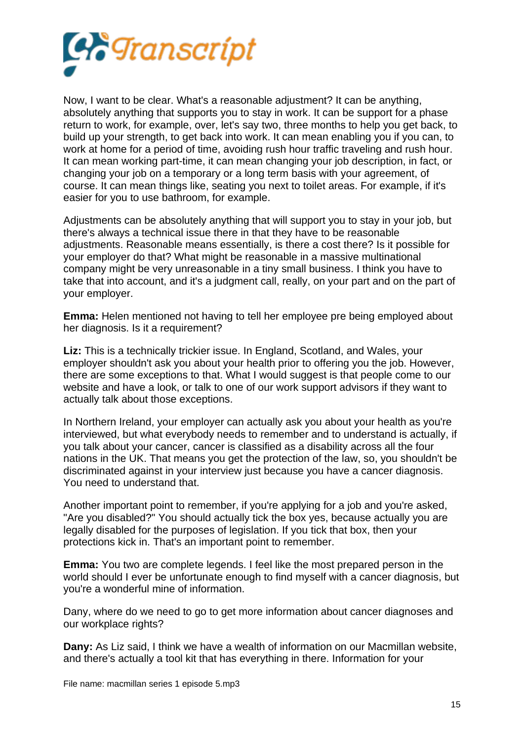Now, I want to be clear. What's a reasonable adjustment? It can be anything, absolutely anything that supports you to stay in work. It can be support for a phase return to work, for example, over, let's say two, three months to help you get back, to build up your strength, to get back into work. It can mean enabling you if you can, to work at home for a period of time, avoiding rush hour traffic traveling and rush hour. It can mean working part-time, it can mean changing your job description, in fact, or changing your job on a temporary or a long term basis with your agreement, of course. It can mean things like, seating you next to toilet areas. For example, if it's easier for you to use bathroom, for example.

Adjustments can be absolutely anything that will support you to stay in your job, but there's always a technical issue there in that they have to be reasonable adjustments. Reasonable means essentially, is there a cost there? Is it possible for your employer do that? What might be reasonable in a massive multinational company might be very unreasonable in a tiny small business. I think you have to take that into account, and it's a judgment call, really, on your part and on the part of your employer.

**Emma:** Helen mentioned not having to tell her employee pre being employed about her diagnosis. Is it a requirement?

**Liz:** This is a technically trickier issue. In England, Scotland, and Wales, your employer shouldn't ask you about your health prior to offering you the job. However, there are some exceptions to that. What I would suggest is that people come to our website and have a look, or talk to one of our work support advisors if they want to actually talk about those exceptions.

In Northern Ireland, your employer can actually ask you about your health as you're interviewed, but what everybody needs to remember and to understand is actually, if you talk about your cancer, cancer is classified as a disability across all the four nations in the UK. That means you get the protection of the law, so, you shouldn't be discriminated against in your interview just because you have a cancer diagnosis. You need to understand that.

Another important point to remember, if you're applying for a job and you're asked, "Are you disabled?" You should actually tick the box yes, because actually you are legally disabled for the purposes of legislation. If you tick that box, then your protections kick in. That's an important point to remember.

**Emma:** You two are complete legends. I feel like the most prepared person in the world should I ever be unfortunate enough to find myself with a cancer diagnosis, but you're a wonderful mine of information.

Dany, where do we need to go to get more information about cancer diagnoses and our workplace rights?

**Dany:** As Liz said, I think we have a wealth of information on our Macmillan website, and there's actually a tool kit that has everything in there. Information for your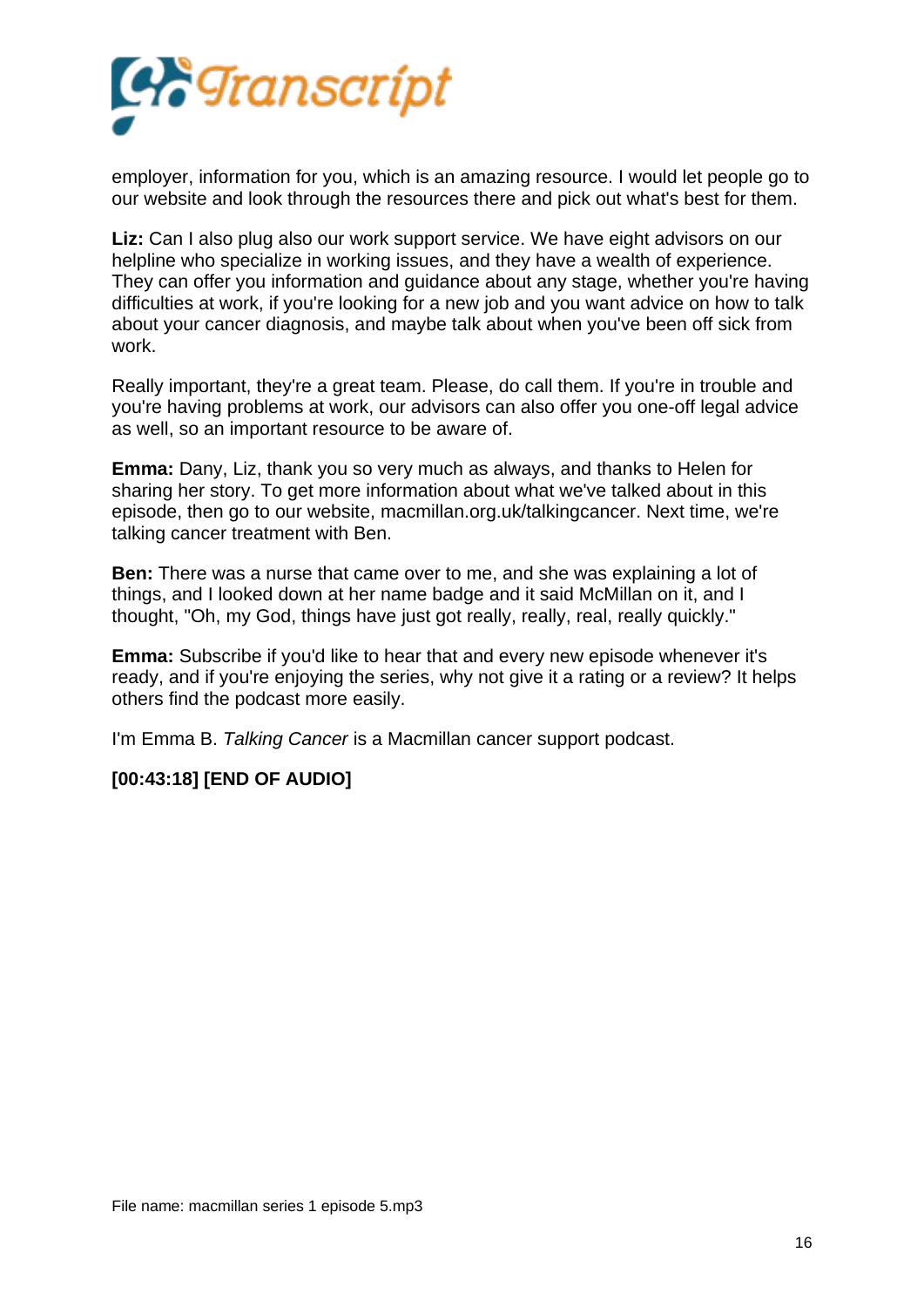employer, information for you, which is an amazing resource. I would let people go to our website and look through the resources there and pick out what's best for them.

**Liz:** Can I also plug also our work support service. We have eight advisors on our helpline who specialize in working issues, and they have a wealth of experience. They can offer you information and guidance about any stage, whether you're having difficulties at work, if you're looking for a new job and you want advice on how to talk about your cancer diagnosis, and maybe talk about when you've been off sick from work.

Really important, they're a great team. Please, do call them. If you're in trouble and you're having problems at work, our advisors can also offer you one-off legal advice as well, so an important resource to be aware of.

**Emma:** Dany, Liz, thank you so very much as always, and thanks to Helen for sharing her story. To get more information about what we've talked about in this episode, then go to our website, macmillan.org.uk/talkingcancer. Next time, we're talking cancer treatment with Ben.

**Ben:** There was a nurse that came over to me, and she was explaining a lot of things, and I looked down at her name badge and it said McMillan on it, and I thought, "Oh, my God, things have just got really, really, real, really quickly."

**Emma:** Subscribe if you'd like to hear that and every new episode whenever it's ready, and if you're enjoying the series, why not give it a rating or a review? It helps others find the podcast more easily.

I'm Emma B. *Talking Cancer* is a Macmillan cancer support podcast.

**[00:43:18] [END OF AUDIO]**